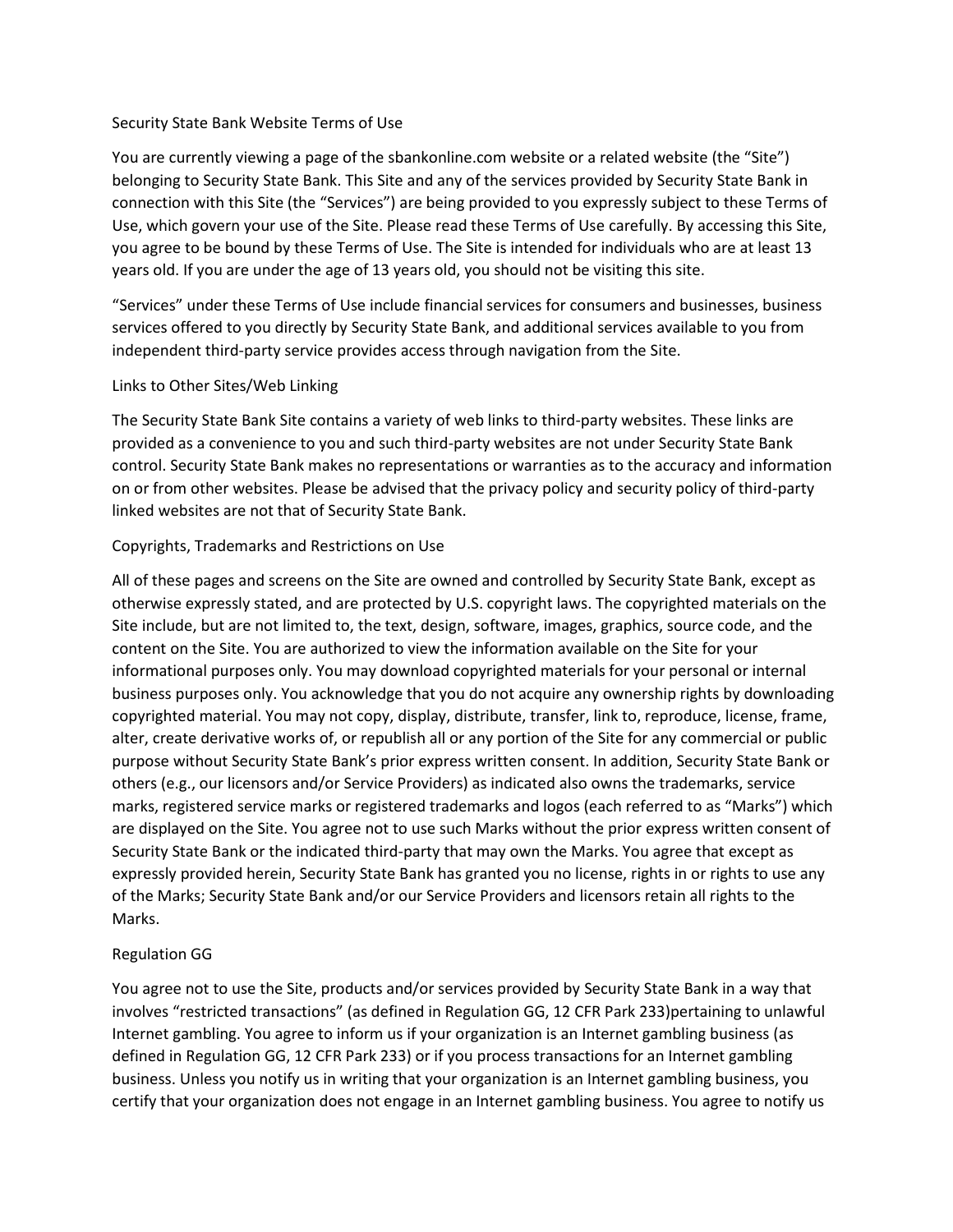# Security State Bank Website Terms of Use

You are currently viewing a page of the sbankonline.com website or a related website (the "Site") belonging to Security State Bank. This Site and any of the services provided by Security State Bank in connection with this Site (the "Services") are being provided to you expressly subject to these Terms of Use, which govern your use of the Site. Please read these Terms of Use carefully. By accessing this Site, you agree to be bound by these Terms of Use. The Site is intended for individuals who are at least 13 years old. If you are under the age of 13 years old, you should not be visiting this site.

"Services" under these Terms of Use include financial services for consumers and businesses, business services offered to you directly by Security State Bank, and additional services available to you from independent third-party service provides access through navigation from the Site.

## Links to Other Sites/Web Linking

The Security State Bank Site contains a variety of web links to third-party websites. These links are provided as a convenience to you and such third-party websites are not under Security State Bank control. Security State Bank makes no representations or warranties as to the accuracy and information on or from other websites. Please be advised that the privacy policy and security policy of third-party linked websites are not that of Security State Bank.

## Copyrights, Trademarks and Restrictions on Use

All of these pages and screens on the Site are owned and controlled by Security State Bank, except as otherwise expressly stated, and are protected by U.S. copyright laws. The copyrighted materials on the Site include, but are not limited to, the text, design, software, images, graphics, source code, and the content on the Site. You are authorized to view the information available on the Site for your informational purposes only. You may download copyrighted materials for your personal or internal business purposes only. You acknowledge that you do not acquire any ownership rights by downloading copyrighted material. You may not copy, display, distribute, transfer, link to, reproduce, license, frame, alter, create derivative works of, or republish all or any portion of the Site for any commercial or public purpose without Security State Bank's prior express written consent. In addition, Security State Bank or others (e.g., our licensors and/or Service Providers) as indicated also owns the trademarks, service marks, registered service marks or registered trademarks and logos (each referred to as "Marks") which are displayed on the Site. You agree not to use such Marks without the prior express written consent of Security State Bank or the indicated third-party that may own the Marks. You agree that except as expressly provided herein, Security State Bank has granted you no license, rights in or rights to use any of the Marks; Security State Bank and/or our Service Providers and licensors retain all rights to the Marks.

## Regulation GG

You agree not to use the Site, products and/or services provided by Security State Bank in a way that involves "restricted transactions" (as defined in Regulation GG, 12 CFR Park 233)pertaining to unlawful Internet gambling. You agree to inform us if your organization is an Internet gambling business (as defined in Regulation GG, 12 CFR Park 233) or if you process transactions for an Internet gambling business. Unless you notify us in writing that your organization is an Internet gambling business, you certify that your organization does not engage in an Internet gambling business. You agree to notify us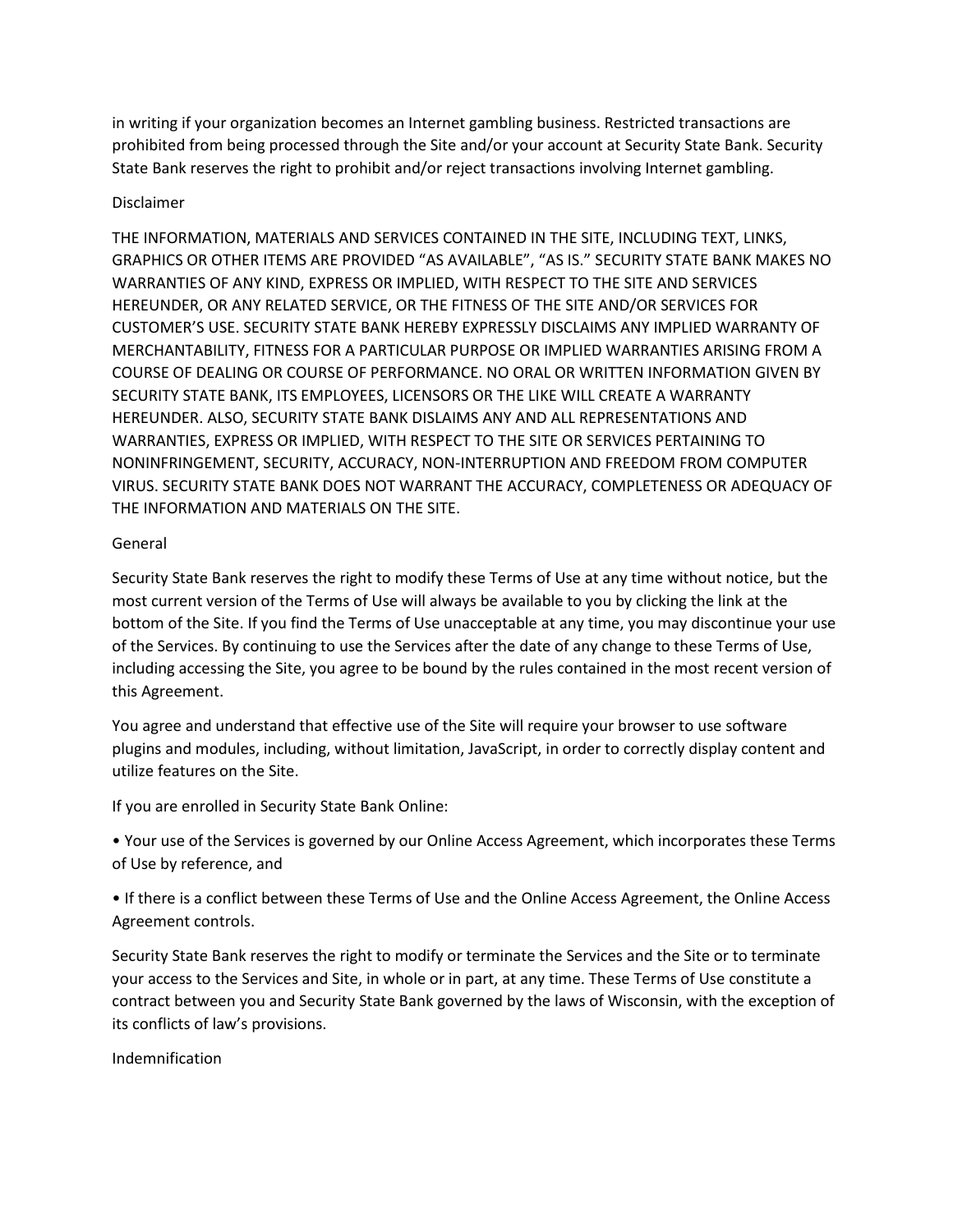in writing if your organization becomes an Internet gambling business. Restricted transactions are prohibited from being processed through the Site and/or your account at Security State Bank. Security State Bank reserves the right to prohibit and/or reject transactions involving Internet gambling.

## Disclaimer

THE INFORMATION, MATERIALS AND SERVICES CONTAINED IN THE SITE, INCLUDING TEXT, LINKS, GRAPHICS OR OTHER ITEMS ARE PROVIDED "AS AVAILABLE", "AS IS." SECURITY STATE BANK MAKES NO WARRANTIES OF ANY KIND, EXPRESS OR IMPLIED, WITH RESPECT TO THE SITE AND SERVICES HEREUNDER, OR ANY RELATED SERVICE, OR THE FITNESS OF THE SITE AND/OR SERVICES FOR CUSTOMER'S USE. SECURITY STATE BANK HEREBY EXPRESSLY DISCLAIMS ANY IMPLIED WARRANTY OF MERCHANTABILITY, FITNESS FOR A PARTICULAR PURPOSE OR IMPLIED WARRANTIES ARISING FROM A COURSE OF DEALING OR COURSE OF PERFORMANCE. NO ORAL OR WRITTEN INFORMATION GIVEN BY SECURITY STATE BANK, ITS EMPLOYEES, LICENSORS OR THE LIKE WILL CREATE A WARRANTY HEREUNDER. ALSO, SECURITY STATE BANK DISLAIMS ANY AND ALL REPRESENTATIONS AND WARRANTIES, EXPRESS OR IMPLIED, WITH RESPECT TO THE SITE OR SERVICES PERTAINING TO NONINFRINGEMENT, SECURITY, ACCURACY, NON-INTERRUPTION AND FREEDOM FROM COMPUTER VIRUS. SECURITY STATE BANK DOES NOT WARRANT THE ACCURACY, COMPLETENESS OR ADEQUACY OF THE INFORMATION AND MATERIALS ON THE SITE.

## General

Security State Bank reserves the right to modify these Terms of Use at any time without notice, but the most current version of the Terms of Use will always be available to you by clicking the link at the bottom of the Site. If you find the Terms of Use unacceptable at any time, you may discontinue your use of the Services. By continuing to use the Services after the date of any change to these Terms of Use, including accessing the Site, you agree to be bound by the rules contained in the most recent version of this Agreement.

You agree and understand that effective use of the Site will require your browser to use software plugins and modules, including, without limitation, JavaScript, in order to correctly display content and utilize features on the Site.

If you are enrolled in Security State Bank Online:

- Your use of the Services is governed by our Online Access Agreement, which incorporates these Terms of Use by reference, and
- If there is a conflict between these Terms of Use and the Online Access Agreement, the Online Access Agreement controls.

Security State Bank reserves the right to modify or terminate the Services and the Site or to terminate your access to the Services and Site, in whole or in part, at any time. These Terms of Use constitute a contract between you and Security State Bank governed by the laws of Wisconsin, with the exception of its conflicts of law's provisions.

## Indemnification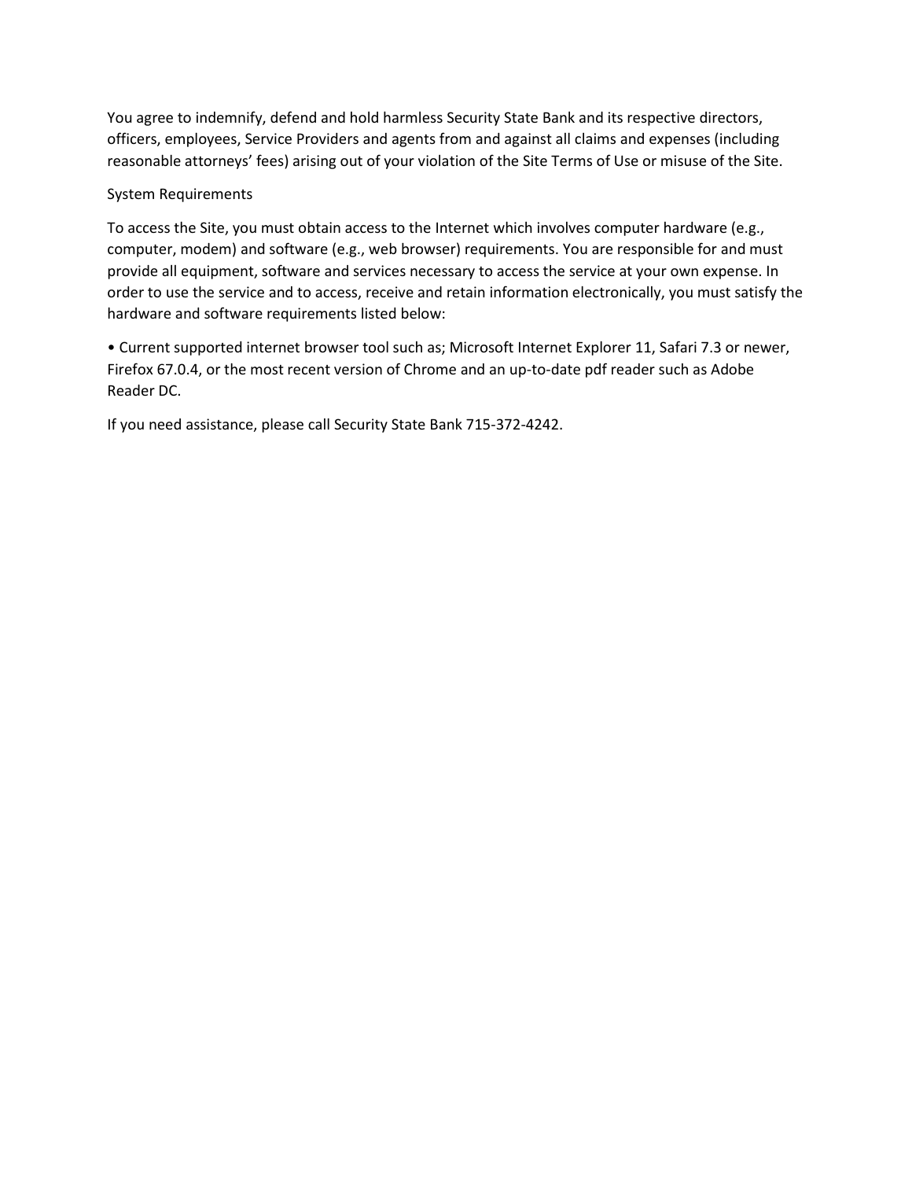You agree to indemnify, defend and hold harmless Security State Bank and its respective directors, officers, employees, Service Providers and agents from and against all claims and expenses (including reasonable attorneys' fees) arising out of your violation of the Site Terms of Use or misuse of the Site.

System Requirements

To access the Site, you must obtain access to the Internet which involves computer hardware (e.g., computer, modem) and software (e.g., web browser) requirements. You are responsible for and must provide all equipment, software and services necessary to access the service at your own expense. In order to use the service and to access, receive and retain information electronically, you must satisfy the hardware and software requirements listed below:

• Current supported internet browser tool such as; Microsoft Internet Explorer 11, Safari 7.3 or newer, Firefox 67.0.4, or the most recent version of Chrome and an up-to-date pdf reader such as Adobe Reader DC.

If you need assistance, please call Security State Bank 715-372-4242.